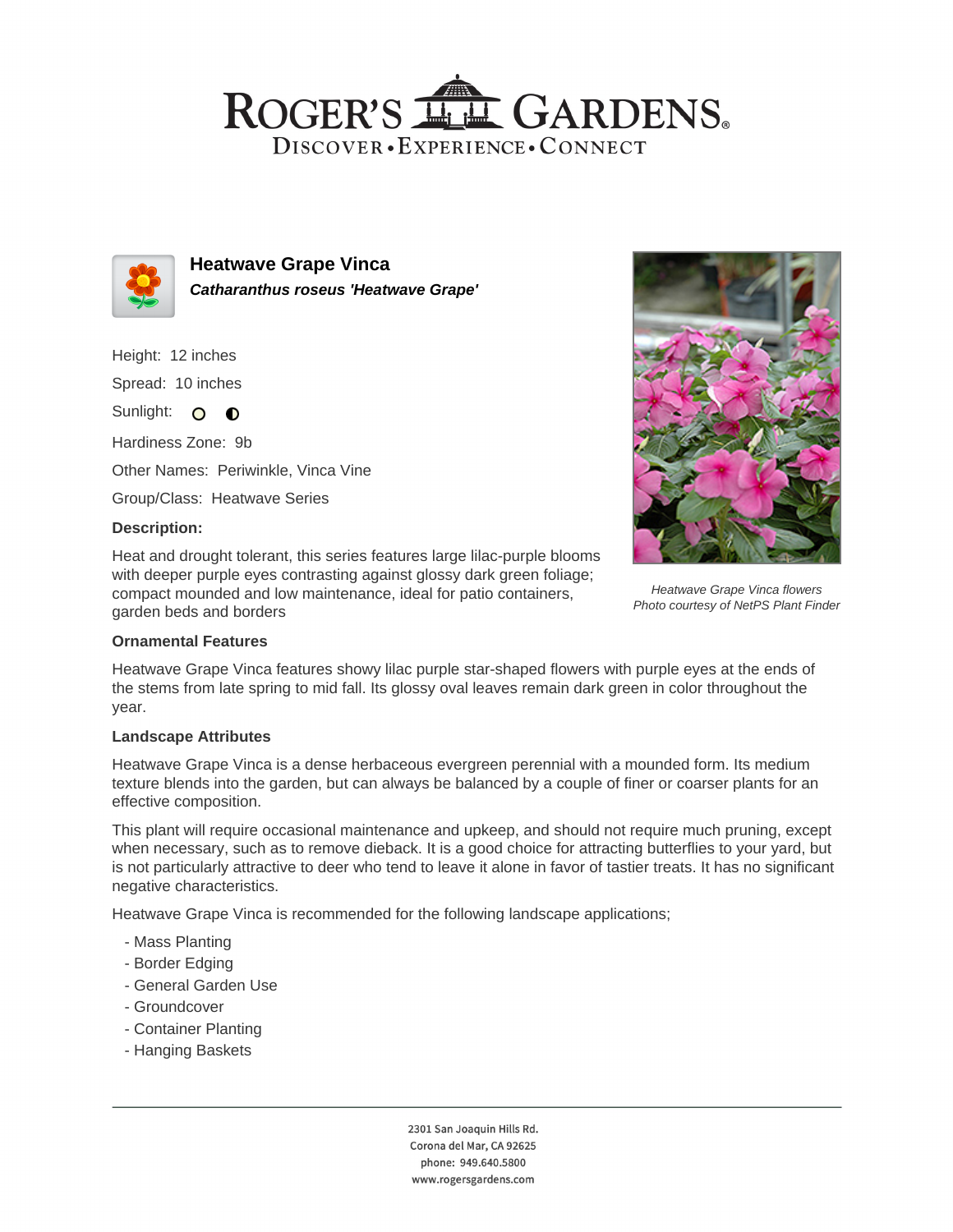# ROGER'S GARDENS

DISCOVER • EXPERIENCE • CONNECT

## Heatwave Grape Vinca

***Catharanthus roseus 'Heatwave Grape'***

Height: 12 inches

Spread: 10 inches

Sunlight:

Hardiness Zone: 9b

Other Names: Periwinkle, Vinca Vine

Group/Class: Heatwave Series

**Description:**

Heat and drought tolerant, this series features large lilac-purple blooms with deeper purple eyes contrasting against glossy dark green foliage; compact mounded and low maintenance, ideal for patio containers, garden beds and borders

*Heatwave Grape Vinca flowers*
*Photo courtesy of NetPS Plant Finder*

**Ornamental Features**

Heatwave Grape Vinca features showy lilac purple star-shaped flowers with purple eyes at the ends of the stems from late spring to mid fall. Its glossy oval leaves remain dark green in color throughout the year.

**Landscape Attributes**

Heatwave Grape Vinca is a dense herbaceous evergreen perennial with a mounded form. Its medium texture blends into the garden, but can always be balanced by a couple of finer or coarser plants for an effective composition.

This plant will require occasional maintenance and upkeep, and should not require much pruning, except when necessary, such as to remove dieback. It is a good choice for attracting butterflies to your yard, but is not particularly attractive to deer who tend to leave it alone in favor of tastier treats. It has no significant negative characteristics.

Heatwave Grape Vinca is recommended for the following landscape applications;

- Mass Planting
- Border Edging
- General Garden Use
- Groundcover
- Container Planting
- Hanging Baskets

2301 San Joaquin Hills Rd.
Corona del Mar, CA 92625
phone: 949.640.5800
www.rogersgardens.com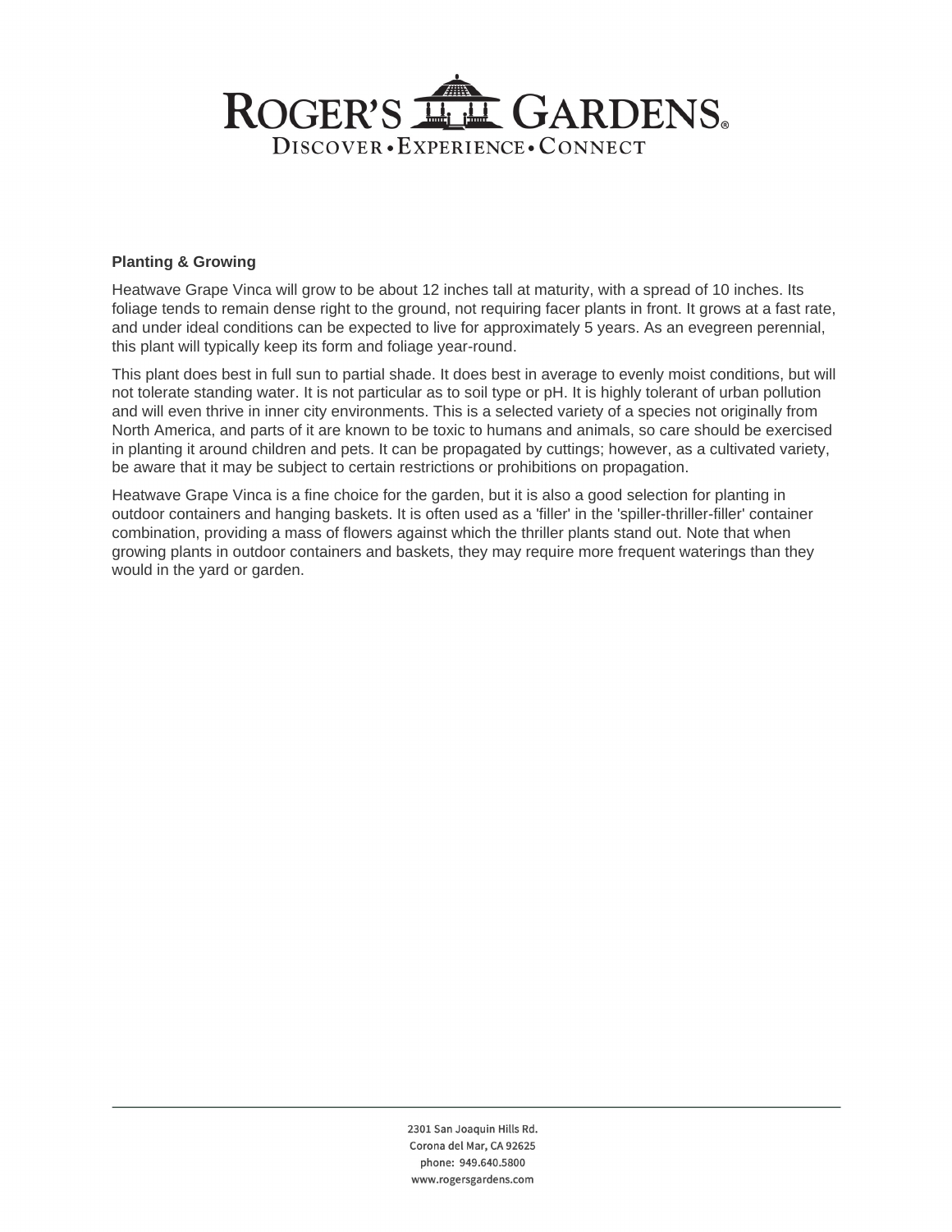**Planting & Growing**

Heatwave Grape Vinca will grow to be about 12 inches tall at maturity, with a spread of 10 inches. Its foliage tends to remain dense right to the ground, not requiring facer plants in front. It grows at a fast rate, and under ideal conditions can be expected to live for approximately 5 years. As an evegreen perennial, this plant will typically keep its form and foliage year-round.

This plant does best in full sun to partial shade. It does best in average to evenly moist conditions, but will not tolerate standing water. It is not particular as to soil type or pH. It is highly tolerant of urban pollution and will even thrive in inner city environments. This is a selected variety of a species not originally from North America, and parts of it are known to be toxic to humans and animals, so care should be exercised in planting it around children and pets. It can be propagated by cuttings; however, as a cultivated variety, be aware that it may be subject to certain restrictions or prohibitions on propagation.

Heatwave Grape Vinca is a fine choice for the garden, but it is also a good selection for planting in outdoor containers and hanging baskets. It is often used as a 'filler' in the 'spiller-thriller-filler' container combination, providing a mass of flowers against which the thriller plants stand out. Note that when growing plants in outdoor containers and baskets, they may require more frequent waterings than they would in the yard or garden.